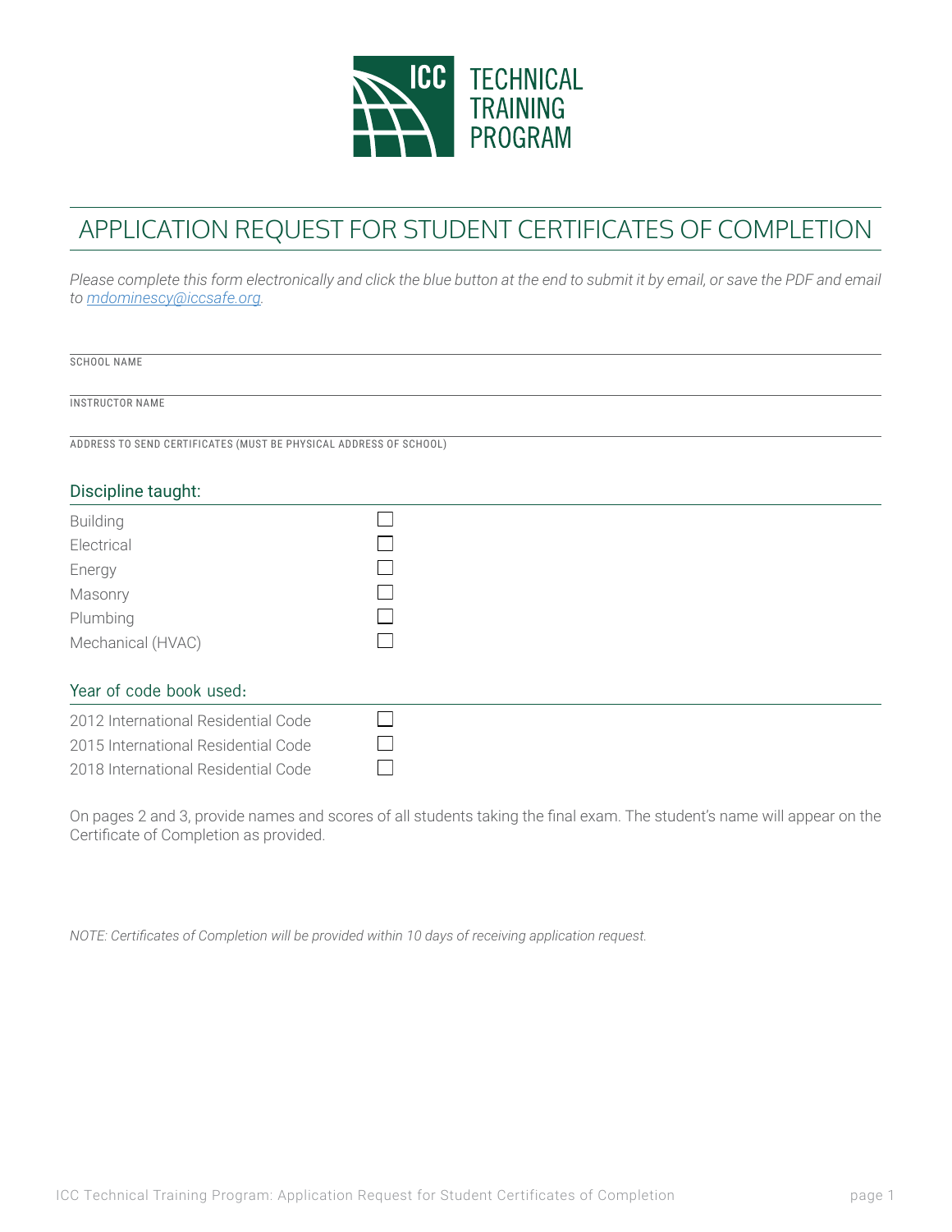ICC TECHNICAL TRAINING PROGRAM

# APPLICATION REQUEST FOR STUDENT CERTIFICATES OF COMPLETION

*Please complete this form electronically and click the blue button at the end to submit it by email, or save the PDF and email to [mdominescy@iccsafe.org](mailto:mdominescy@iccsafe.org).*

SCHOOL NAME

INSTRUCTOR NAME

ADDRESS TO SEND CERTIFICATES (MUST BE PHYSICAL ADDRESS OF SCHOOL)

## Discipline taught:

- ☐ Building
- ☐ Electrical
- ☐ Energy
- ☐ Masonry
- ☐ Plumbing
- ☐ Mechanical (HVAC)

## Year of code book used:

- ☐ 2012 International Residential Code
- ☐ 2015 International Residential Code
- ☐ 2018 International Residential Code

On pages 2 and 3, provide names and scores of all students taking the final exam. The student's name will appear on the Certificate of Completion as provided.

*NOTE: Certificates of Completion will be provided within 10 days of receiving application request.*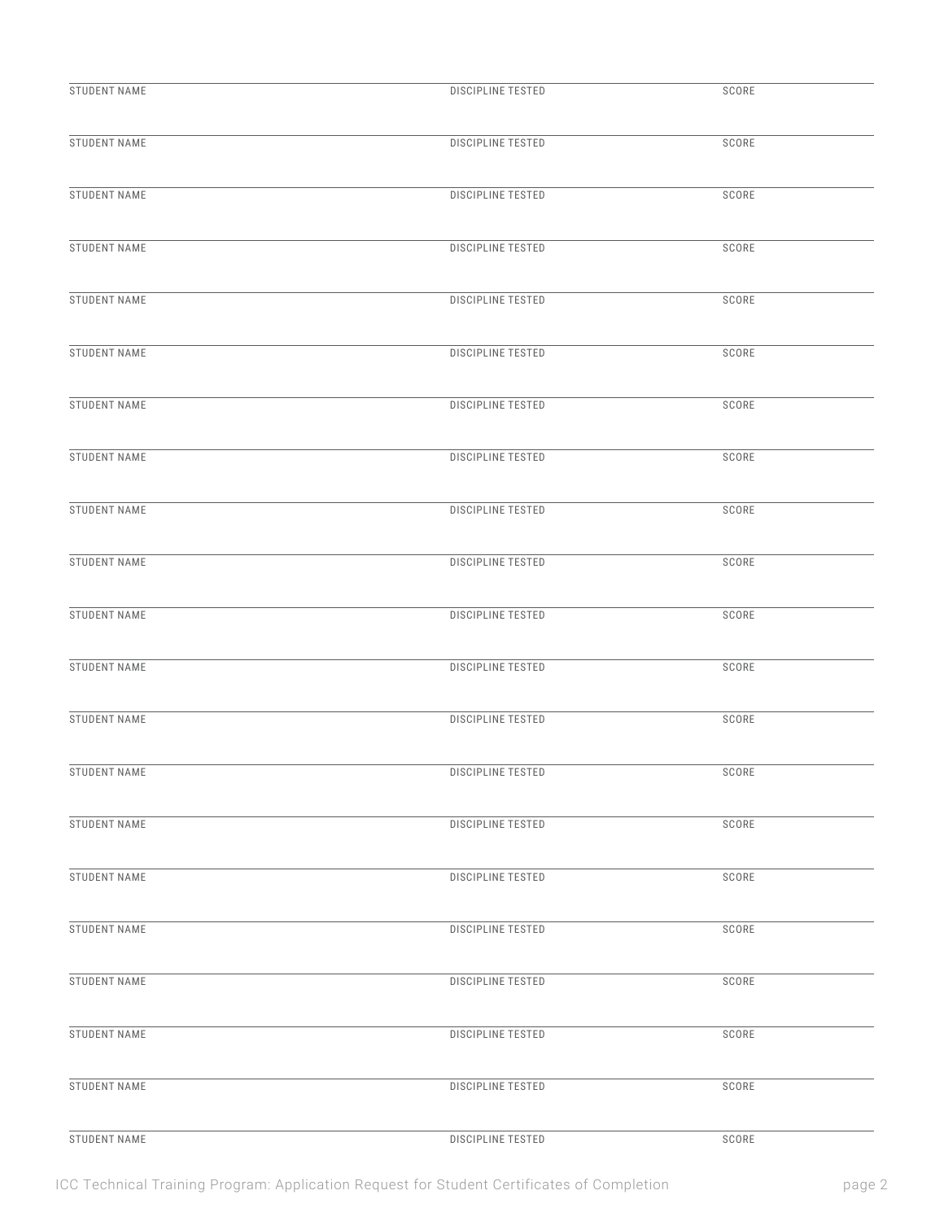| STUDENT NAME | DISCIPLINE TESTED | SCORE |
|---|---|---|
| | | |
| STUDENT NAME | DISCIPLINE TESTED | SCORE |
| | | |
| STUDENT NAME | DISCIPLINE TESTED | SCORE |
| | | |
| STUDENT NAME | DISCIPLINE TESTED | SCORE |
| | | |
| STUDENT NAME | DISCIPLINE TESTED | SCORE |
| | | |
| STUDENT NAME | DISCIPLINE TESTED | SCORE |
| | | |
| STUDENT NAME | DISCIPLINE TESTED | SCORE |
| | | |
| STUDENT NAME | DISCIPLINE TESTED | SCORE |
| | | |
| STUDENT NAME | DISCIPLINE TESTED | SCORE |
| | | |
| STUDENT NAME | DISCIPLINE TESTED | SCORE |
| | | |
| STUDENT NAME | DISCIPLINE TESTED | SCORE |
| | | |
| STUDENT NAME | DISCIPLINE TESTED | SCORE |
| | | |
| STUDENT NAME | DISCIPLINE TESTED | SCORE |
| | | |
| STUDENT NAME | DISCIPLINE TESTED | SCORE |
| | | |
| STUDENT NAME | DISCIPLINE TESTED | SCORE |
| | | |
| STUDENT NAME | DISCIPLINE TESTED | SCORE |
| | | |
| STUDENT NAME | DISCIPLINE TESTED | SCORE |
| | | |
| STUDENT NAME | DISCIPLINE TESTED | SCORE |
| | | |
| STUDENT NAME | DISCIPLINE TESTED | SCORE |
| | | |
| STUDENT NAME | DISCIPLINE TESTED | SCORE |
| | | |
| STUDENT NAME | DISCIPLINE TESTED | SCORE |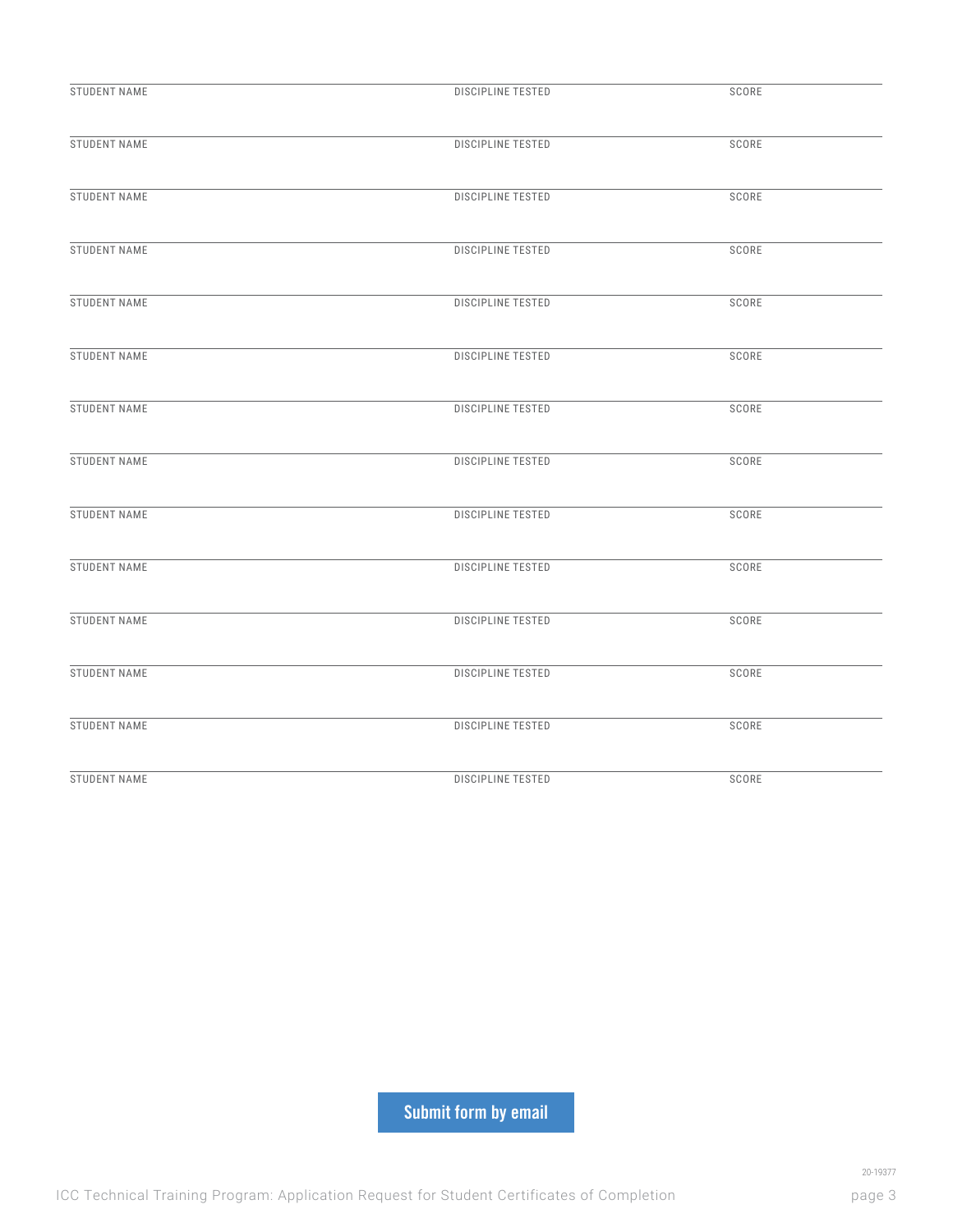| | | |
|---|---|---|
| STUDENT NAME | DISCIPLINE TESTED | SCORE |
| STUDENT NAME | DISCIPLINE TESTED | SCORE |
| STUDENT NAME | DISCIPLINE TESTED | SCORE |
| STUDENT NAME | DISCIPLINE TESTED | SCORE |
| STUDENT NAME | DISCIPLINE TESTED | SCORE |
| STUDENT NAME | DISCIPLINE TESTED | SCORE |
| STUDENT NAME | DISCIPLINE TESTED | SCORE |
| STUDENT NAME | DISCIPLINE TESTED | SCORE |
| STUDENT NAME | DISCIPLINE TESTED | SCORE |
| STUDENT NAME | DISCIPLINE TESTED | SCORE |
| STUDENT NAME | DISCIPLINE TESTED | SCORE |
| STUDENT NAME | DISCIPLINE TESTED | SCORE |
| STUDENT NAME | DISCIPLINE TESTED | SCORE |
| STUDENT NAME | DISCIPLINE TESTED | SCORE |

**Submit form by email**

20-19377